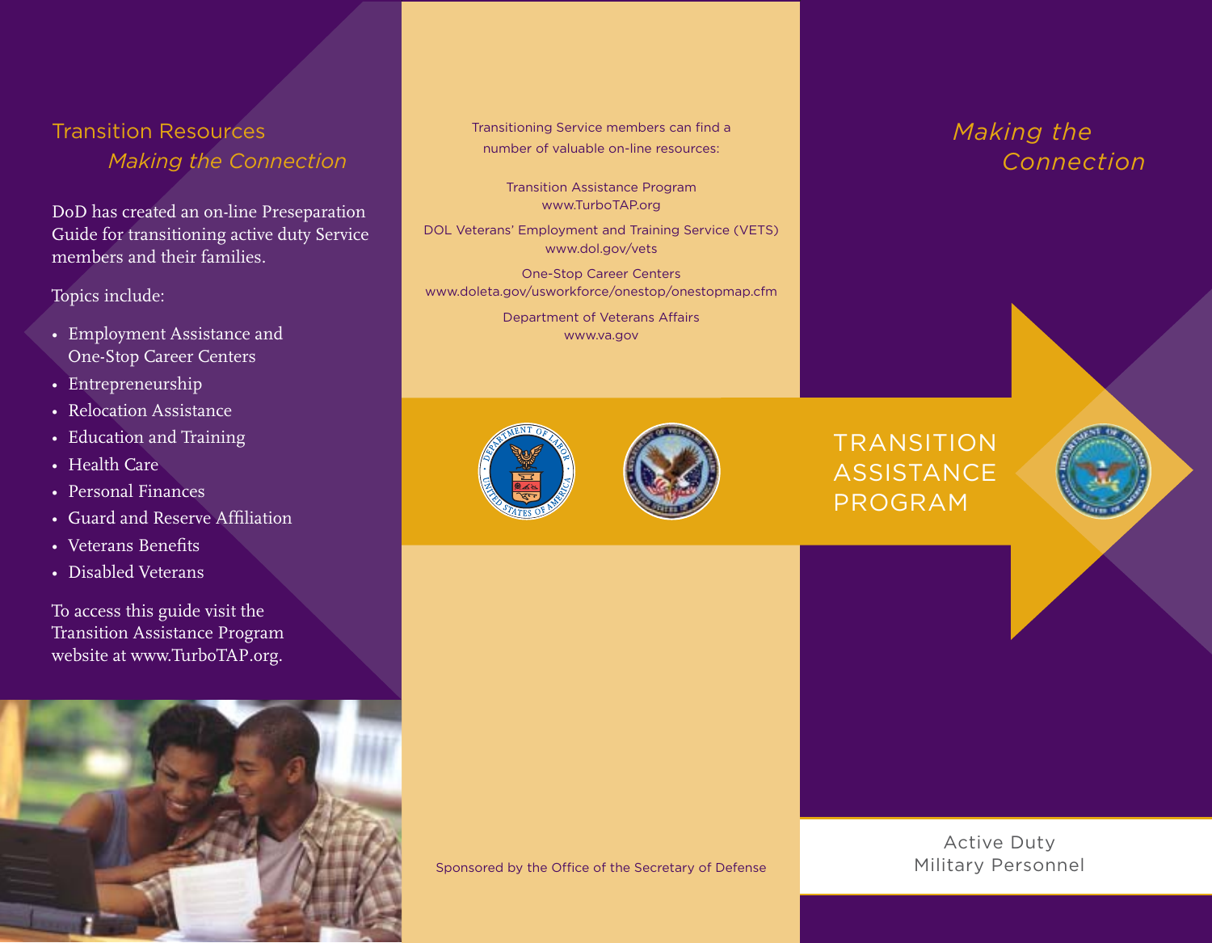## Transition Resources

### *Making the Connection*

DoD has created an on-line Preseparation Guide for transitioning active duty Service members and their families.

Topics include:

- Employment Assistance and One-Stop Career Centers
- Entrepreneurship
- Relocation Assistance
- Education and Training
- Health Care
- Personal Finances
- Guard and Reserve Affiliation
- Veterans Benefits
- Disabled Veterans

To access this guide visit the Transition Assistance Program website at www.TurboTAP.org.

Transitioning Service members can find a number of valuable on-line resources:

Transition Assistance Program
www.TurboTAP.org

DOL Veterans' Employment and Training Service (VETS)
www.dol.gov/vets

One-Stop Career Centers
www.doleta.gov/usworkforce/onestop/onestopmap.cfm

Department of Veterans Affairs
www.va.gov

Sponsored by the Office of the Secretary of Defense

# *Making the Connection*

# TRANSITION ASSISTANCE PROGRAM

Active Duty
Military Personnel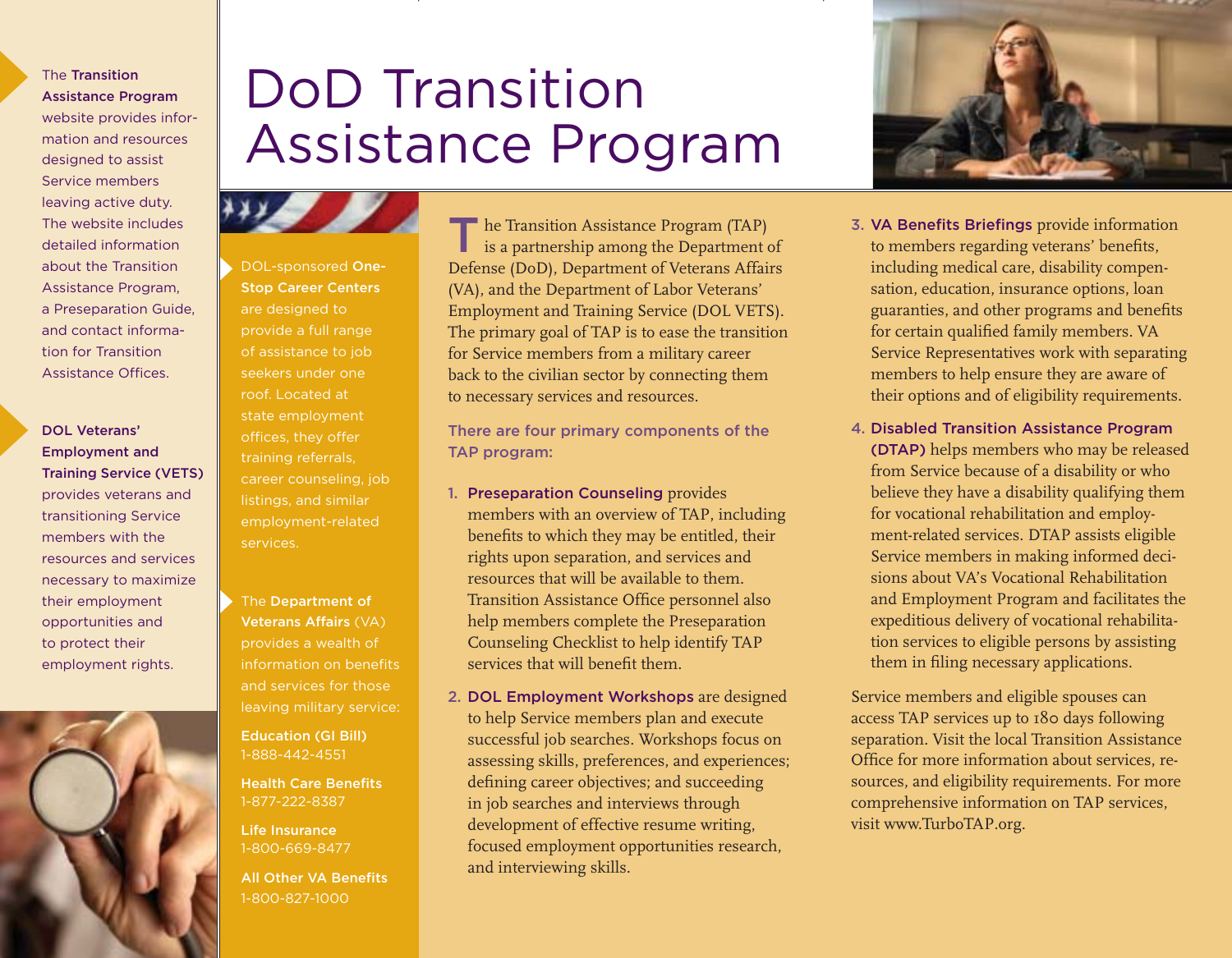# DoD Transition Assistance Program

The **Transition Assistance Program** website provides information and resources designed to assist Service members leaving active duty. The website includes detailed information about the Transition Assistance Program, a Preseparation Guide, and contact information for Transition Assistance Offices.

**DOL Veterans' Employment and Training Service (VETS)** provides veterans and transitioning Service members with the resources and services necessary to maximize their employment opportunities and to protect their employment rights.

DOL-sponsored **One-Stop Career Centers** are designed to provide a full range of assistance to job seekers under one roof. Located at state employment offices, they offer training referrals, career counseling, job listings, and similar employment-related services.

The **Department of Veterans Affairs** (VA) provides a wealth of information on benefits and services for those leaving military service:

**Education (GI Bill)**
1-888-442-4551

**Health Care Benefits**
1-877-222-8387

**Life Insurance**
1-800-669-8477

**All Other VA Benefits**
1-800-827-1000

The Transition Assistance Program (TAP) is a partnership among the Department of Defense (DoD), Department of Veterans Affairs (VA), and the Department of Labor Veterans' Employment and Training Service (DOL VETS). The primary goal of TAP is to ease the transition for Service members from a military career back to the civilian sector by connecting them to necessary services and resources.

There are four primary components of the TAP program:

1. **Preseparation Counseling** provides members with an overview of TAP, including benefits to which they may be entitled, their rights upon separation, and services and resources that will be available to them. Transition Assistance Office personnel also help members complete the Preseparation Counseling Checklist to help identify TAP services that will benefit them.
2. **DOL Employment Workshops** are designed to help Service members plan and execute successful job searches. Workshops focus on assessing skills, preferences, and experiences; defining career objectives; and succeeding in job searches and interviews through development of effective resume writing, focused employment opportunities research, and interviewing skills.
3. **VA Benefits Briefings** provide information to members regarding veterans' benefits, including medical care, disability compensation, education, insurance options, loan guarantees, and other programs and benefits for certain qualified family members. VA Service Representatives work with separating members to help ensure they are aware of their options and of eligibility requirements.
4. **Disabled Transition Assistance Program (DTAP)** helps members who may be released from Service because of a disability or who believe they have a disability qualifying them for vocational rehabilitation and employment-related services. DTAP assists eligible Service members in making informed decisions about VA's Vocational Rehabilitation and Employment Program and facilitates the expeditious delivery of vocational rehabilitation services to eligible persons by assisting them in filing necessary applications.

Service members and eligible spouses can access TAP services up to 180 days following separation. Visit the local Transition Assistance Office for more information about services, resources, and eligibility requirements. For more comprehensive information on TAP services, visit www.TurboTAP.org.